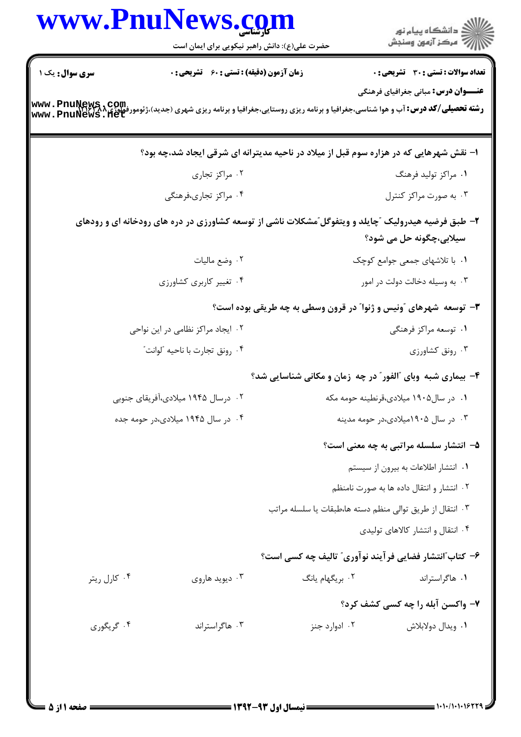**سری سوال:** یک ۱

**زمان آزمون (دقیقه) : تستی : ۶۰ تشریحی : ۰**

**تعداد سوالات : تستی : ۳۰ تشریحی : ۰**

**عنـــوان درس:** مبانی جغرافیای فرهنگی

**رشته تحصیلی/کد درس:** آب و هوا شناسی،جغرافیا و برنامه ریزی روستایی،جغرافیا و برنامه ریزی شهری (جدید)،ژئومورفولوژی ۱۲۱۶۲۸۸

**۱- نقش شهرهایی که در هزاره سوم قبل از میلاد در ناحیه مدیترانه ای شرقی ایجاد شد،چه بود؟**

۱. مراکز تولید فرهنگ

۲. مراکز تجاری

۳. به صورت مراکز کنترل

۴. مراکز تجاری،فرهنگی

**۲- طبق فرضیه هیدرولیک "چایلد و ویتفوگل"مشکلات ناشی از توسعه کشاورزی در دره های رودخانه ای و رودهای سیلابی،چگونه حل می شود؟**

۱. با تلاشهای جمعی جوامع کوچک

۲. وضع مالیات

۳. به وسیله دخالت دولت در امور

۴. تغییر کاربری کشاورزی

**۳- توسعه شهرهای "ونیس و ژنوا" در قرون وسطی به چه طریقی بوده است؟**

۱. توسعه مراکز فرهنگی

۲. ایجاد مراکز نظامی در این نواحی

۳. رونق کشاورزی

۴. رونق تجارت با ناحیه "لوانت"

**۴- بیماری شبه وبای "الفور" در چه زمان و مکانی شناسایی شد؟**

۱. در سال۱۹۰۵ میلادی،قرنطینه حومه مکه

۲. درسال ۱۹۴۵ میلادی،آفریقای جنوبی

۳. در سال ۱۹۰۵میلادی،در حومه مدینه

۴. در سال ۱۹۴۵ میلادی،در حومه جده

**۵- انتشار سلسله مراتبی به چه معنی است؟**

۱. انتشار اطلاعات به بیرون از سیستم

۲. انتشار و انتقال داده ها به صورت نامنظم

۳. انتقال از طریق توالی منظم دسته ها،طبقات یا سلسله مراتب

۴. انتقال و انتشار کالاهای تولیدی

**۶- کتاب"انتشار فضایی فرآیند نوآوری" تالیف چه کسی است؟**

۱. هاگراستراند

۲. بریگهام یانگ

۳. دیوید هاروی

۴. کارل ریتر

**۷- واکسن آبله را چه کسی کشف کرد؟**

۱. ویدال دولابلاش

۲. ادوارد جنز

۳. هاگراستراند

۴. گریگوری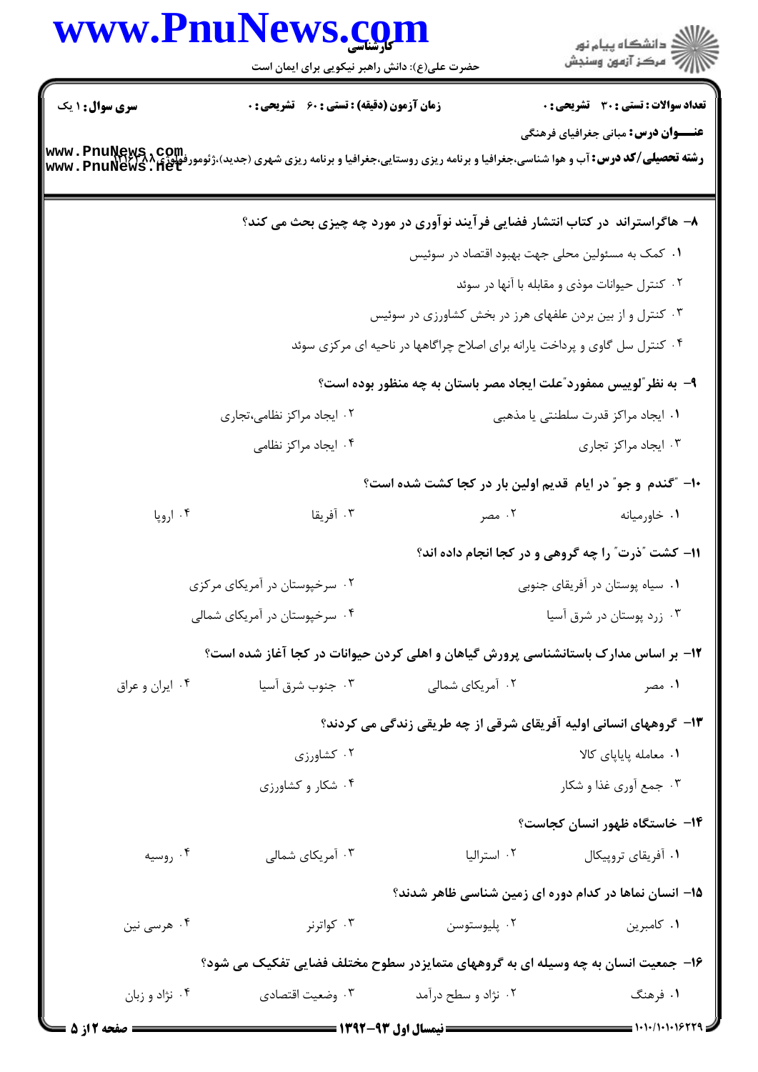**سری سوال:** ۱ یک

**زمان آزمون (دقیقه) : تستی :** ۶۰ **تشریحی :** ۰

**تعداد سوالات : تستی :** ۳۰ **تشریحی :** ۰

**عنـــوان درس:** مبانی جغرافیای فرهنگی

**رشته تحصیلی/کد درس:** آب و هوا شناسی،جغرافیا و برنامه ریزی روستایی،جغرافیا و برنامه ریزی شهری (جدید)،ژئومورفولوژی ۱۲۱۶۲۸۸

**۸- هاگراستراند در کتاب انتشار فضایی فرآیند نوآوری در مورد چه چیزی بحث می کند؟**

۱. کمک به مسئولین محلی جهت بهبود اقتصاد در سوئیس

۲. کنترل حیوانات موذی و مقابله با آنها در سوئد

۳. کنترل و از بین بردن علفهای هرز در بخش کشاورزی در سوئیس

۴. کنترل سل گاوی و پرداخت یارانه برای اصلاح چراگاهها در ناحیه ای مرکزی سوئد

**۹- به نظر"لوییس ممفورد"علت ایجاد مصر باستان به چه منظور بوده است؟**

۱. ایجاد مراکز قدرت سلطنتی یا مذهبی

۲. ایجاد مراکز نظامی،تجاری

۳. ایجاد مراکز تجاری

۴. ایجاد مراکز نظامی

**۱۰- "گندم و جو" در ایام قدیم اولین بار در کجا کشت شده است؟**

۱. خاورمیانه

۲. مصر

۳. آفریقا

۴. اروپا

**۱۱- کشت "ذرت" را چه گروهی و در کجا انجام داده اند؟**

۱. سیاه پوستان در آفریقای جنوبی

۲. سرخپوستان در آمریکای مرکزی

۳. زرد پوستان در شرق آسیا

۴. سرخپوستان در آمریکای شمالی

**۱۲- بر اساس مدارک باستانشناسی پرورش گیاهان و اهلی کردن حیوانات در کجا آغاز شده است؟**

۱. مصر

۲. آمریکای شمالی

۳. جنوب شرق آسیا

۴. ایران و عراق

**۱۳- گروههای انسانی اولیه آفریقای شرقی از چه طریقی زندگی می کردند؟**

۱. معامله پایاپای کالا

۲. کشاورزی

۳. جمع آوری غذا و شکار

۴. شکار و کشاورزی

**۱۴- خاستگاه ظهور انسان کجاست؟**

۱. آفریقای تروپیکال

۲. استرالیا

۳. آمریکای شمالی

۴. روسیه

**۱۵- انسان نماها در کدام دوره ای زمین شناسی ظاهر شدند؟**

۱. کامبرین

۲. پلیوستوسن

۳. کواترنر

۴. هرسی نین

**۱۶- جمعیت انسان به چه وسیله ای به گروههای متمایزدر سطوح مختلف فضایی تفکیک می شود؟**

۱. فرهنگ

۲. نژاد و سطح درآمد

۳. وضعیت اقتصادی

۴. نژاد و زبان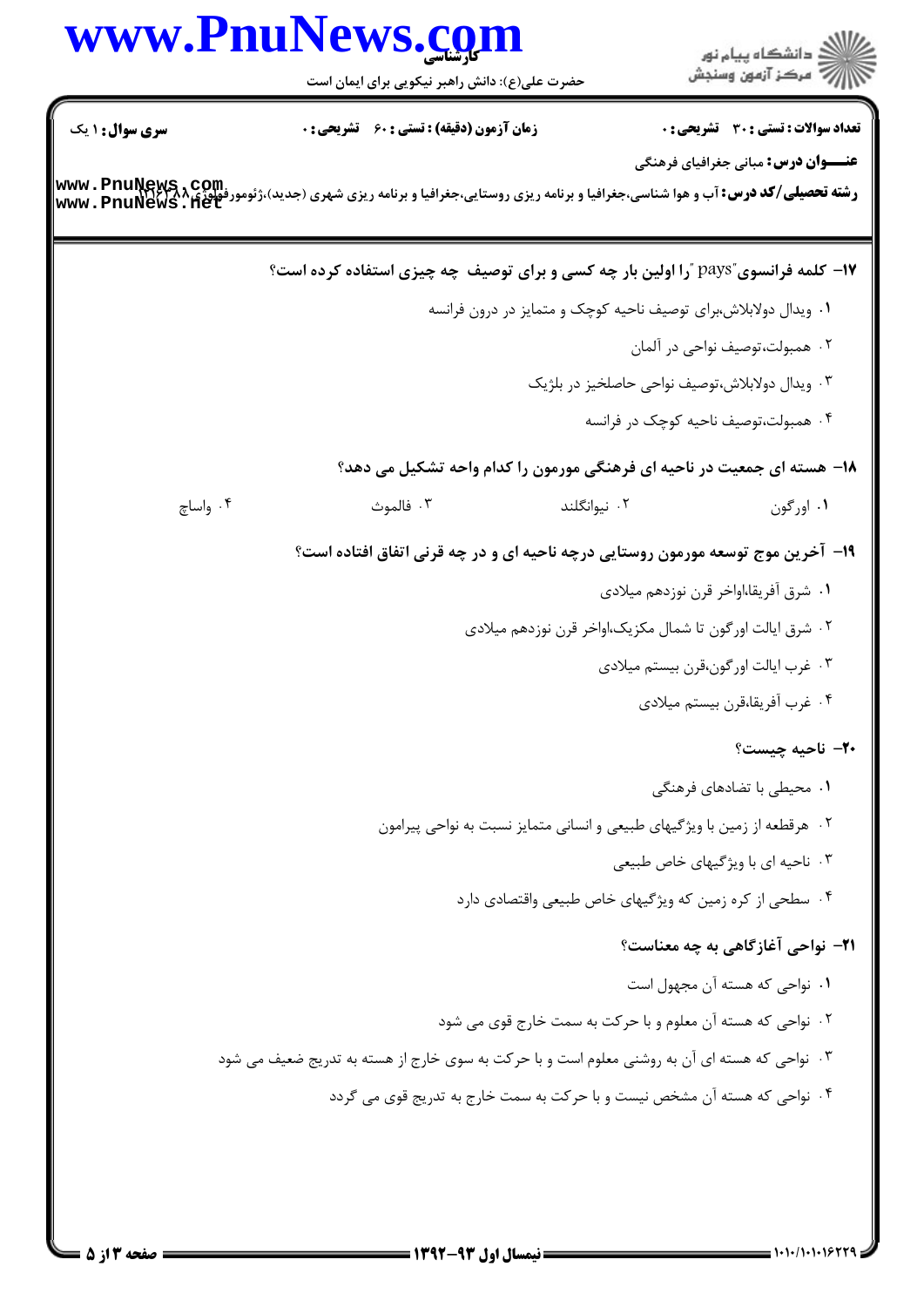**سری سوال:** ۱ یک

**زمان آزمون (دقیقه) : تستی :** ۶۰ **تشریحی :** ۰

**تعداد سوالات : تستی :** ۳۰ **تشریحی :** ۰

**عنـــوان درس:** مبانی جغرافیای فرهنگی

**رشته تحصیلی/کد درس:** آب و هوا شناسی،جغرافیا و برنامه ریزی روستایی،جغرافیا و برنامه ریزی شهری (جدید)،ژئومورفولوژی ۱۲۱۶۳۸۸

۱۷- کلمه فرانسوی"pays "را اولین بار چه کسی و برای توصیف چه چیزی استفاده کرده است؟

۱. ویدال دولابلاش،برای توصیف ناحیه کوچک و متمایز در درون فرانسه

۲. همبولت،توصیف نواحی در آلمان

۳. ویدال دولابلاش،توصیف نواحی حاصلخیز در بلژیک

۴. همبولت،توصیف ناحیه کوچک در فرانسه

۱۸- هسته ای جمعیت در ناحیه ای فرهنگی مورمون را کدام واحه تشکیل می دهد؟

۱. اورگون

۲. نیوانگلند

۳. فالموث

۴. واساچ

۱۹- آخرین موج توسعه مورمون روستایی درچه ناحیه ای و در چه قرنی اتفاق افتاده است؟

۱. شرق آفریقا،اواخر قرن نوزدهم میلادی

۲. شرق ایالت اورگون تا شمال مکزیک،اواخر قرن نوزدهم میلادی

۳. غرب ایالت اورگون،قرن بیستم میلادی

۴. غرب آفریقا،قرن بیستم میلادی

۲۰- ناحیه چیست؟

۱. محیطی با تضادهای فرهنگی

۲. هرقطعه از زمین با ویژگیهای طبیعی و انسانی متمایز نسبت به نواحی پیرامون

۳. ناحیه ای با ویژگیهای خاص طبیعی

۴. سطحی از کره زمین که ویژگیهای خاص طبیعی واقتصادی دارد

۲۱- نواحی آغازگاهی به چه معناست؟

۱. نواحی که هسته آن مجهول است

۲. نواحی که هسته آن معلوم و با حرکت به سمت خارج قوی می شود

۳. نواحی که هسته ای آن به روشنی معلوم است و با حرکت به سوی خارج از هسته به تدریج ضعیف می شود

۴. نواحی که هسته آن مشخص نیست و با حرکت به سمت خارج به تدریج قوی می گردد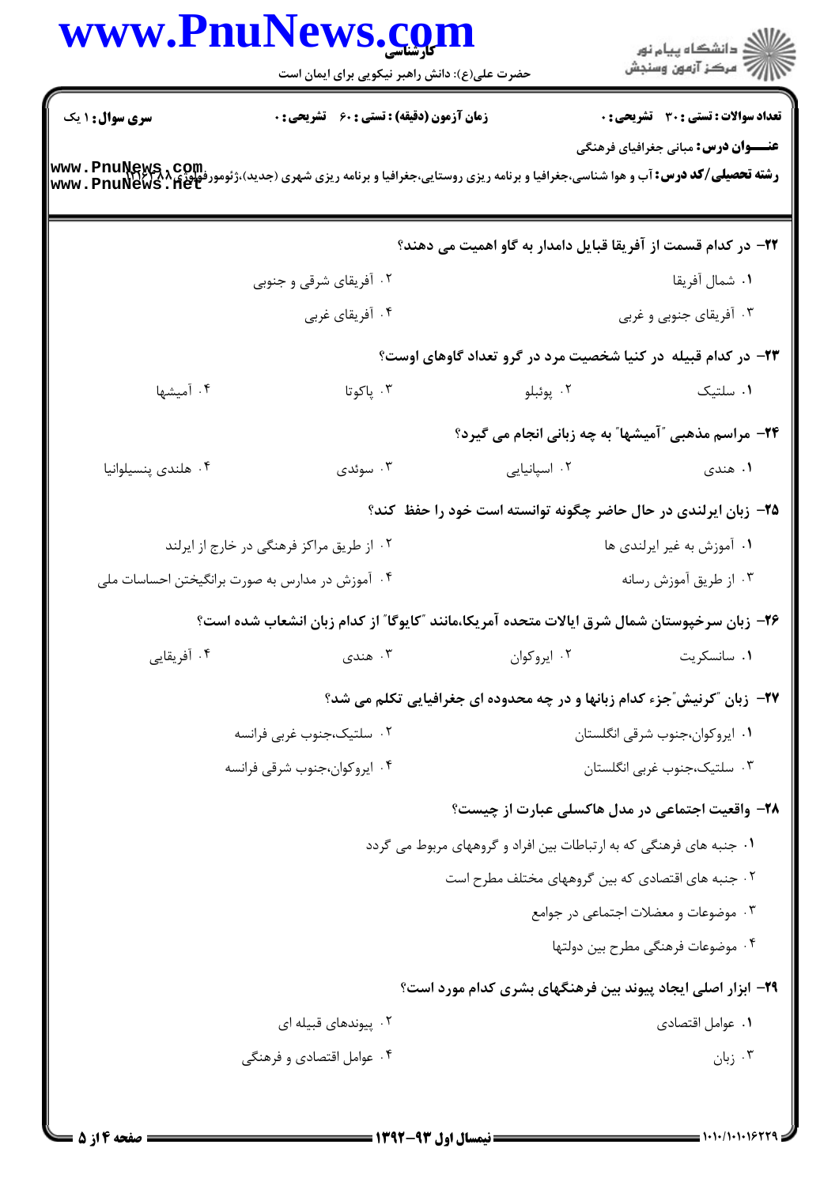سری سوال: ۱ یک

زمان آزمون (دقیقه) : تستی : ۶۰ تشریحی : ۰

تعداد سوالات : تستی : ۳۰ تشریحی : ۰

**عنـــوان درس:** مبانی جغرافیای فرهنگی

**رشته تحصیلی/کد درس:** آب و هوا شناسی،جغرافیا و برنامه ریزی روستایی،جغرافیا و برنامه ریزی شهری (جدید)،ژئومورفولوژی ۱۲۱۶۳۸۸

**۲۲- در کدام قسمت از آفریقا قبایل دامدار به گاو اهمیت می دهند؟**

۱. شمال آفریقا

۲. آفریقای شرقی و جنوبی

۳. آفریقای جنوبی و غربی

۴. آفریقای غربی

**۲۳- در کدام قبیله در کنیا شخصیت مرد در گرو تعداد گاوهای اوست؟**

۱. سلتیک

۲. پوئبلو

۳. پاکوتا

۴. آمیشها

**۲۴- مراسم مذهبی "آمیشها" به چه زبانی انجام می گیرد؟**

۱. هندی

۲. اسپانیایی

۳. سوئدی

۴. هلندی پنسیلوانیا

**۲۵- زبان ایرلندی در حال حاضر چگونه توانسته است خود را حفظ کند؟**

۱. آموزش به غیر ایرلندی ها

۲. از طریق مراکز فرهنگی در خارج از ایرلند

۳. از طریق آموزش رسانه

۴. آموزش در مدارس به صورت برانگیختن احساسات ملی

**۲۶- زبان سرخپوستان شمال شرق ایالات متحده آمریکا،مانند "کایوگا" از کدام زبان انشعاب شده است؟**

۱. سانسکریت

۲. ایروکوان

۳. هندی

۴. آفریقایی

**۲۷- زبان "کرنیش"جزء کدام زبانها و در چه محدوده ای جغرافیایی تکلم می شد؟**

۱. ایروکوان،جنوب شرقی انگلستان

۲. سلتیک،جنوب غربی فرانسه

۳. سلتیک،جنوب غربی انگلستان

۴. ایروکوان،جنوب شرقی فرانسه

**۲۸- واقعیت اجتماعی در مدل هاکسلی عبارت از چیست؟**

۱. جنبه های فرهنگی که به ارتباطات بین افراد و گروههای مربوط می گردد

۲. جنبه های اقتصادی که بین گروههای مختلف مطرح است

۳. موضوعات و معضلات اجتماعی در جوامع

۴. موضوعات فرهنگی مطرح بین دولتها

**۲۹- ابزار اصلی ایجاد پیوند بین فرهنگهای بشری کدام مورد است؟**

۱. عوامل اقتصادی

۲. پیوندهای قبیله ای

۳. زبان

۴. عوامل اقتصادی و فرهنگی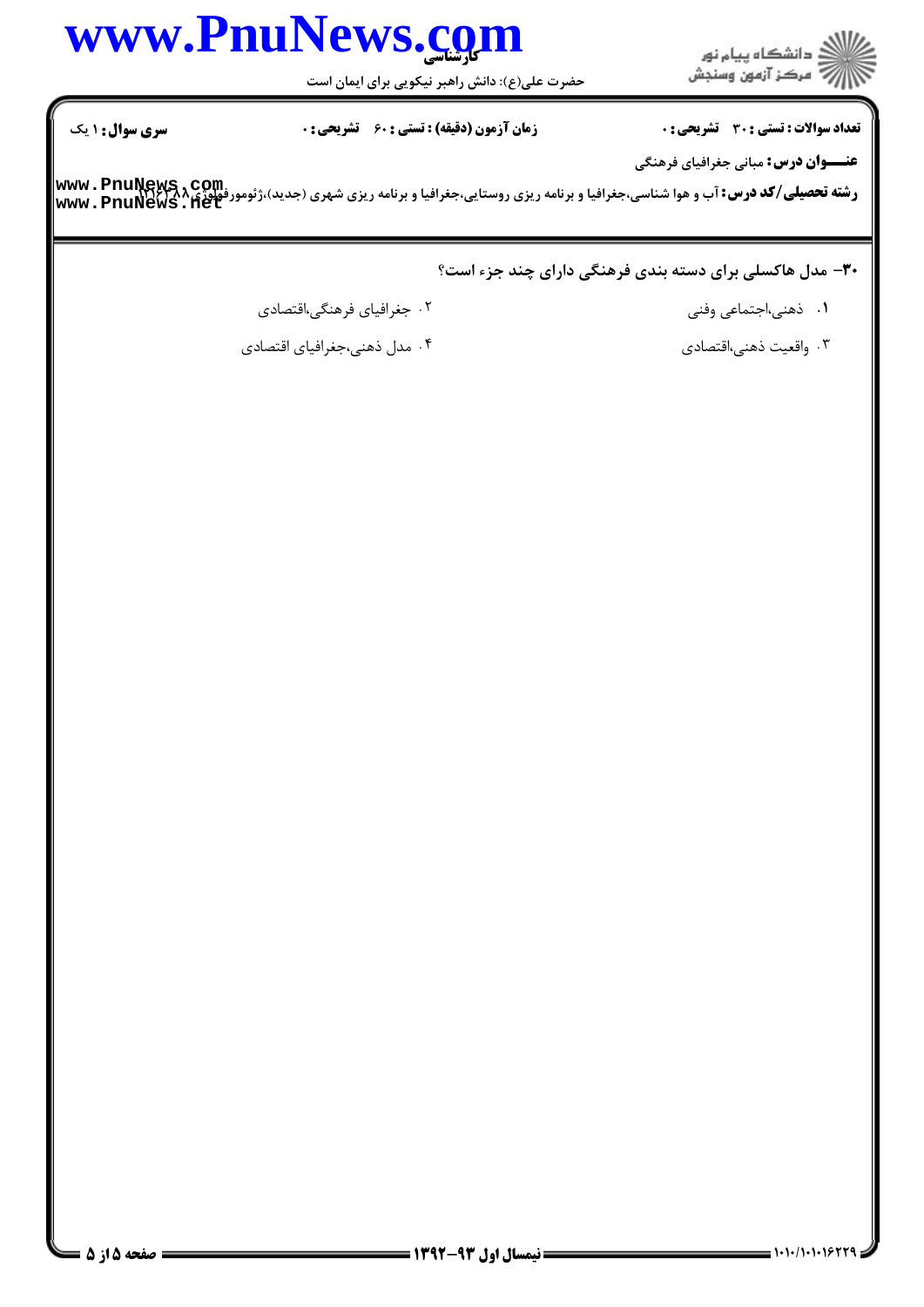**۳۰- مدل هاکسلی برای دسته بندی فرهنگی دارای چند جزء است؟**

۱. ذهنی،اجتماعی وفنی

۲. جغرافیای فرهنگی،اقتصادی

۳. واقعیت ذهنی،اقتصادی

۴. مدل ذهنی،جغرافیای اقتصادی